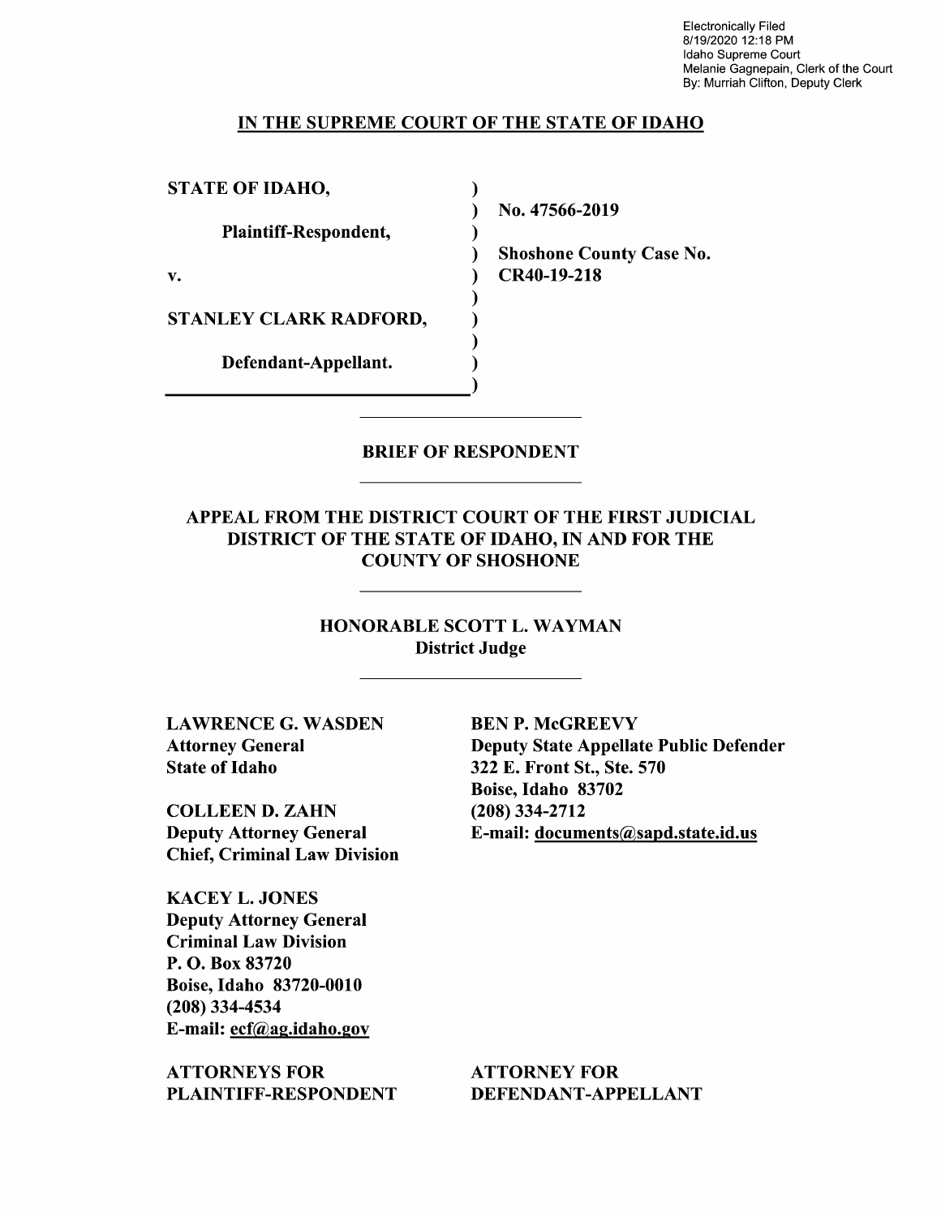Electronically Filed
8/19/2020 12:18 PM
Idaho Supreme Court
Melanie Gagnepain, Clerk of the Court
By: Murriah Clifton, Deputy Clerk

**IN THE SUPREME COURT OF THE STATE OF IDAHO**

| | |
|---|---|
| **STATE OF IDAHO,** | |
| **Plaintiff-Respondent,** | **No. 47566-2019** |
| **v.** | **Shoshone County Case No. CR40-19-218** |
| **STANLEY CLARK RADFORD,** | |
| **Defendant-Appellant.** | |

**BRIEF OF RESPONDENT**

**APPEAL FROM THE DISTRICT COURT OF THE FIRST JUDICIAL DISTRICT OF THE STATE OF IDAHO, IN AND FOR THE COUNTY OF SHOSHONE**

**HONORABLE SCOTT L. WAYMAN**
**District Judge**

**LAWRENCE G. WASDEN**
**Attorney General**
**State of Idaho**

**COLLEEN D. ZAHN**
**Deputy Attorney General**
**Chief, Criminal Law Division**

**KACEY L. JONES**
**Deputy Attorney General**
**Criminal Law Division**
**P. O. Box 83720**
**Boise, Idaho 83720-0010**
**(208) 334-4534**
**E-mail: ecf@ag.idaho.gov**

**ATTORNEYS FOR PLAINTIFF-RESPONDENT**

**BEN P. McGREEVY**
**Deputy State Appellate Public Defender**
**322 E. Front St., Ste. 570**
**Boise, Idaho 83702**
**(208) 334-2712**
**E-mail: documents@sapd.state.id.us**

**ATTORNEY FOR DEFENDANT-APPELLANT**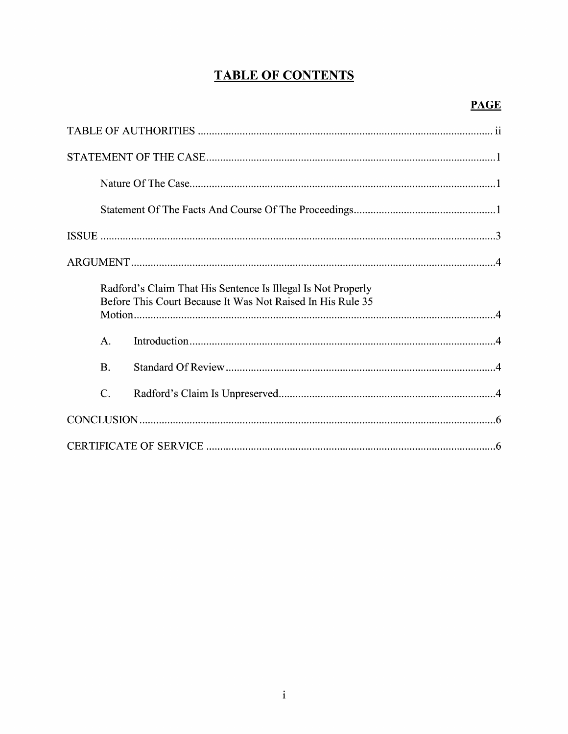# TABLE OF CONTENTS

| | PAGE |
|---|---|
| TABLE OF AUTHORITIES | ii |
| STATEMENT OF THE CASE | 1 |
| Nature Of The Case | 1 |
| Statement Of The Facts And Course Of The Proceedings | 1 |
| ISSUE | 3 |
| ARGUMENT | 4 |
| Radford's Claim That His Sentence Is Illegal Is Not Properly Before This Court Because It Was Not Raised In His Rule 35 Motion | 4 |
| A. Introduction | 4 |
| B. Standard Of Review | 4 |
| C. Radford's Claim Is Unpreserved | 4 |
| CONCLUSION | 6 |
| CERTIFICATE OF SERVICE | 6 |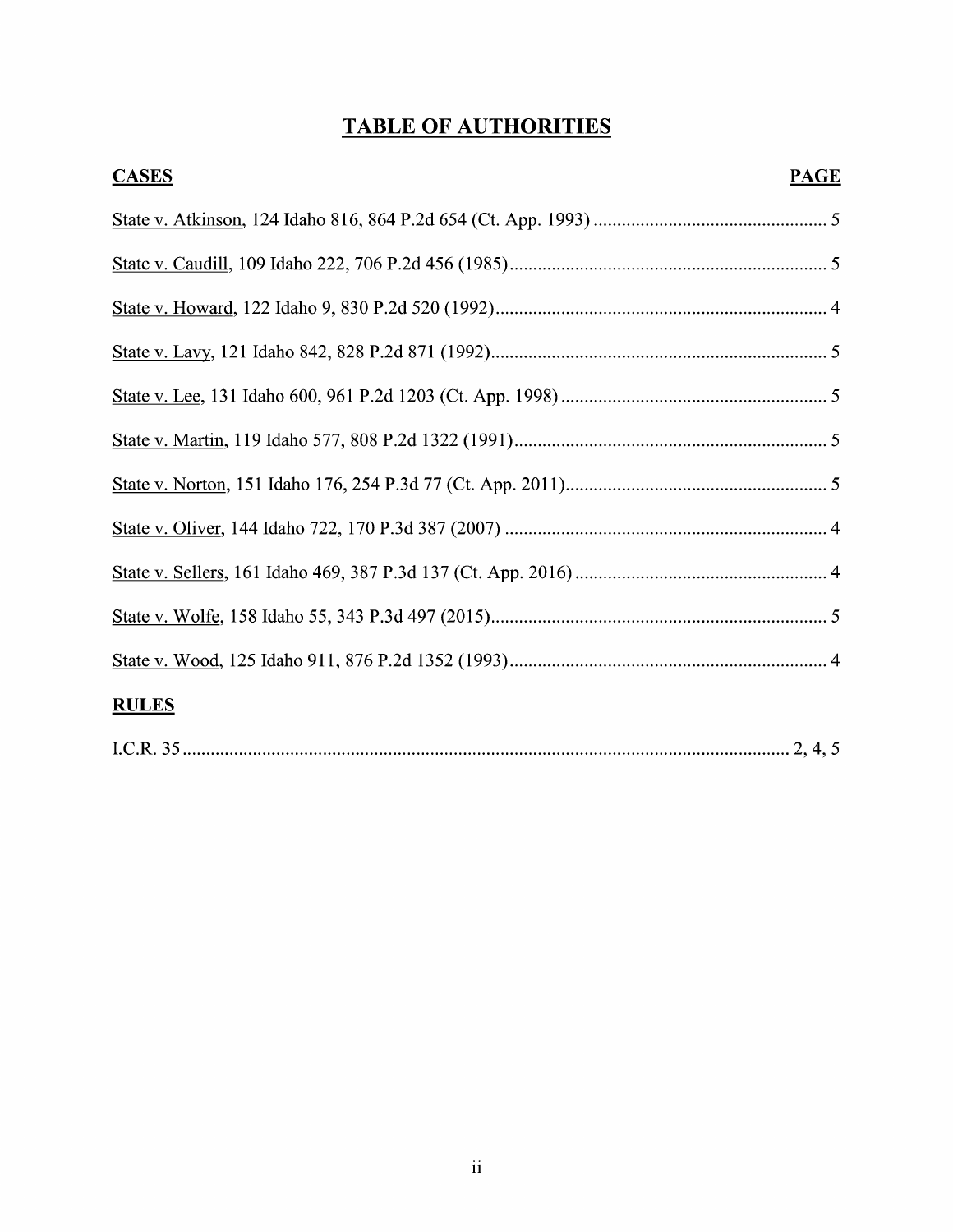# TABLE OF AUTHORITIES

| CASES | PAGE |
| --- | --- |
| State v. Atkinson, 124 Idaho 816, 864 P.2d 654 (Ct. App. 1993) | 5 |
| State v. Caudill, 109 Idaho 222, 706 P.2d 456 (1985) | 5 |
| State v. Howard, 122 Idaho 9, 830 P.2d 520 (1992) | 4 |
| State v. Lavy, 121 Idaho 842, 828 P.2d 871 (1992) | 5 |
| State v. Lee, 131 Idaho 600, 961 P.2d 1203 (Ct. App. 1998) | 5 |
| State v. Martin, 119 Idaho 577, 808 P.2d 1322 (1991) | 5 |
| State v. Norton, 151 Idaho 176, 254 P.3d 77 (Ct. App. 2011) | 5 |
| State v. Oliver, 144 Idaho 722, 170 P.3d 387 (2007) | 4 |
| State v. Sellers, 161 Idaho 469, 387 P.3d 137 (Ct. App. 2016) | 4 |
| State v. Wolfe, 158 Idaho 55, 343 P.3d 497 (2015) | 5 |
| State v. Wood, 125 Idaho 911, 876 P.2d 1352 (1993) | 4 |

| RULES | |
| --- | --- |
| I.C.R. 35 | 2, 4, 5 |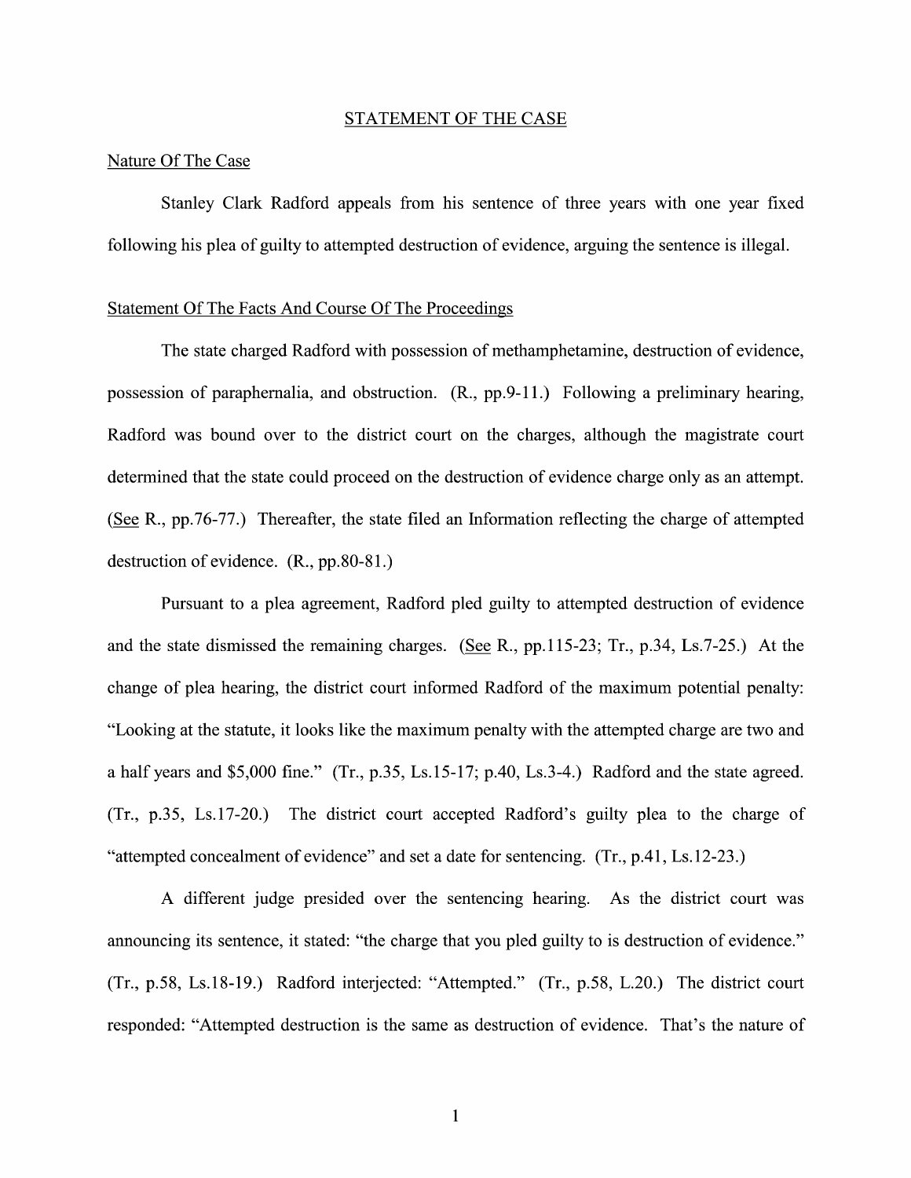## STATEMENT OF THE CASE

### Nature Of The Case

Stanley Clark Radford appeals from his sentence of three years with one year fixed following his plea of guilty to attempted destruction of evidence, arguing the sentence is illegal.

### Statement Of The Facts And Course Of The Proceedings

The state charged Radford with possession of methamphetamine, destruction of evidence, possession of paraphernalia, and obstruction. (R., pp.9-11.) Following a preliminary hearing, Radford was bound over to the district court on the charges, although the magistrate court determined that the state could proceed on the destruction of evidence charge only as an attempt. (See R., pp.76-77.) Thereafter, the state filed an Information reflecting the charge of attempted destruction of evidence. (R., pp.80-81.)

Pursuant to a plea agreement, Radford pled guilty to attempted destruction of evidence and the state dismissed the remaining charges. (See R., pp.115-23; Tr., p.34, Ls.7-25.) At the change of plea hearing, the district court informed Radford of the maximum potential penalty: "Looking at the statute, it looks like the maximum penalty with the attempted charge are two and a half years and $5,000 fine." (Tr., p.35, Ls.15-17; p.40, Ls.3-4.) Radford and the state agreed. (Tr., p.35, Ls.17-20.) The district court accepted Radford's guilty plea to the charge of "attempted concealment of evidence" and set a date for sentencing. (Tr., p.41, Ls.12-23.)

A different judge presided over the sentencing hearing. As the district court was announcing its sentence, it stated: "the charge that you pled guilty to is destruction of evidence." (Tr., p.58, Ls.18-19.) Radford interjected: "Attempted." (Tr., p.58, L.20.) The district court responded: "Attempted destruction is the same as destruction of evidence. That's the nature of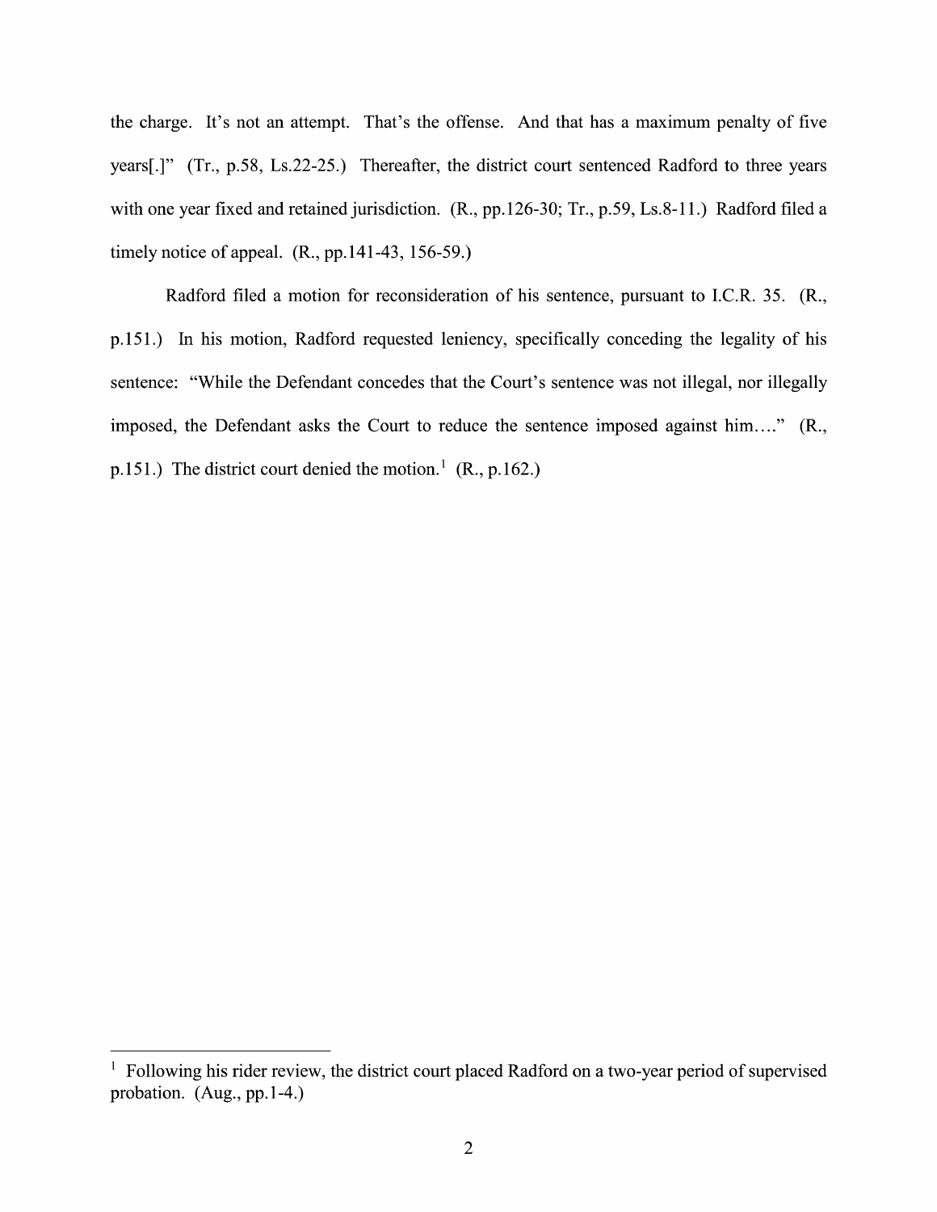the charge. It's not an attempt. That's the offense. And that has a maximum penalty of five years[.]" (Tr., p.58, Ls.22-25.) Thereafter, the district court sentenced Radford to three years with one year fixed and retained jurisdiction. (R., pp.126-30; Tr., p.59, Ls.8-11.) Radford filed a timely notice of appeal. (R., pp.141-43, 156-59.)

Radford filed a motion for reconsideration of his sentence, pursuant to I.C.R. 35. (R., p.151.) In his motion, Radford requested leniency, specifically conceding the legality of his sentence: "While the Defendant concedes that the Court's sentence was not illegal, nor illegally imposed, the Defendant asks the Court to reduce the sentence imposed against him…." (R., p.151.) The district court denied the motion.[1] (R., p.162.)

---

[1] Following his rider review, the district court placed Radford on a two-year period of supervised probation. (Aug., pp.1-4.)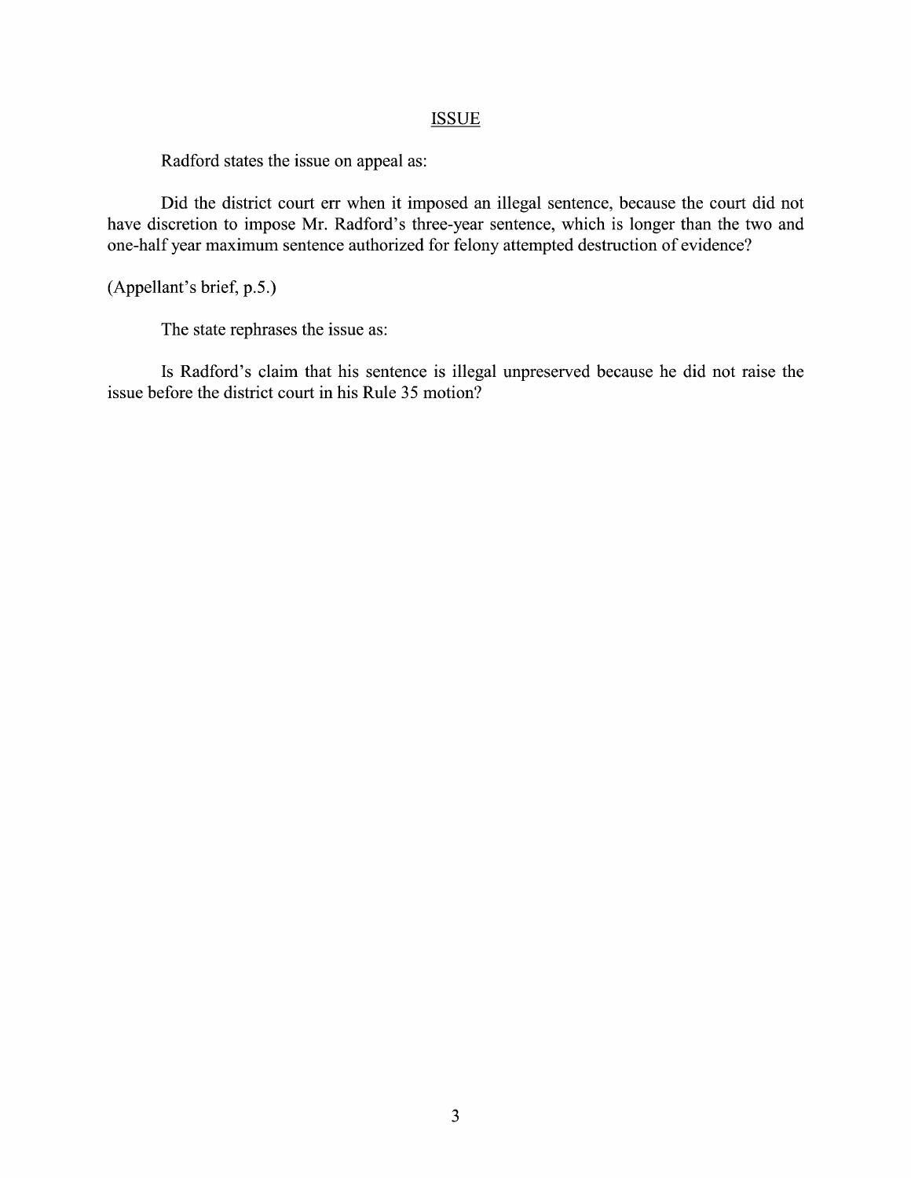## ISSUE

Radford states the issue on appeal as:

Did the district court err when it imposed an illegal sentence, because the court did not have discretion to impose Mr. Radford's three-year sentence, which is longer than the two and one-half year maximum sentence authorized for felony attempted destruction of evidence?

(Appellant's brief, p.5.)

The state rephrases the issue as:

Is Radford's claim that his sentence is illegal unpreserved because he did not raise the issue before the district court in his Rule 35 motion?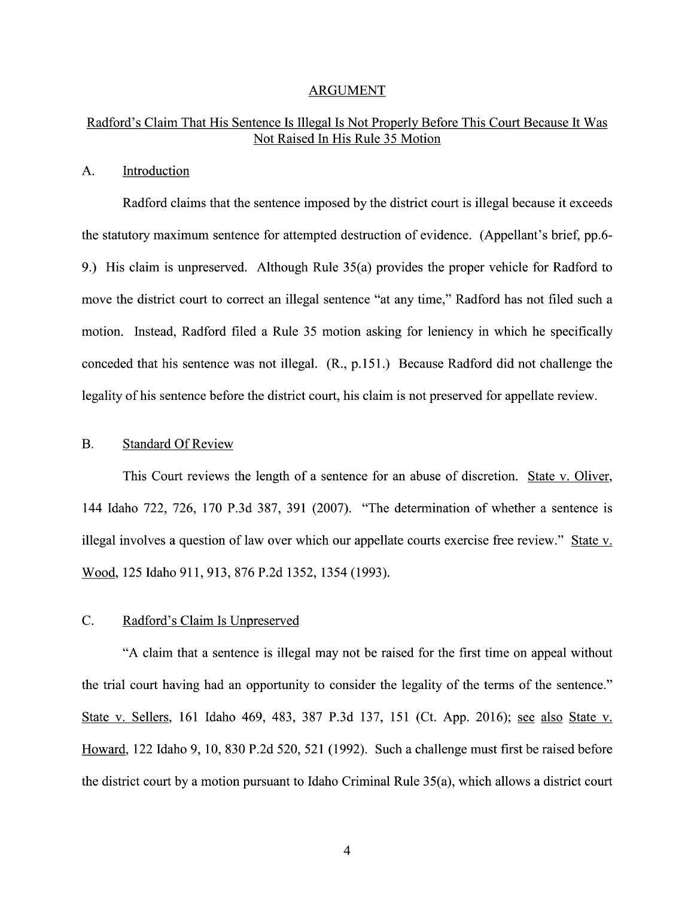## ARGUMENT

### Radford's Claim That His Sentence Is Illegal Is Not Properly Before This Court Because It Was Not Raised In His Rule 35 Motion

#### A. Introduction

Radford claims that the sentence imposed by the district court is illegal because it exceeds the statutory maximum sentence for attempted destruction of evidence. (Appellant's brief, pp.6-9.) His claim is unpreserved. Although Rule 35(a) provides the proper vehicle for Radford to move the district court to correct an illegal sentence "at any time," Radford has not filed such a motion. Instead, Radford filed a Rule 35 motion asking for leniency in which he specifically conceded that his sentence was not illegal. (R., p.151.) Because Radford did not challenge the legality of his sentence before the district court, his claim is not preserved for appellate review.

#### B. Standard Of Review

This Court reviews the length of a sentence for an abuse of discretion. State v. Oliver, 144 Idaho 722, 726, 170 P.3d 387, 391 (2007). "The determination of whether a sentence is illegal involves a question of law over which our appellate courts exercise free review." State v. Wood, 125 Idaho 911, 913, 876 P.2d 1352, 1354 (1993).

#### C. Radford's Claim Is Unpreserved

"A claim that a sentence is illegal may not be raised for the first time on appeal without the trial court having had an opportunity to consider the legality of the terms of the sentence." State v. Sellers, 161 Idaho 469, 483, 387 P.3d 137, 151 (Ct. App. 2016); see also State v. Howard, 122 Idaho 9, 10, 830 P.2d 520, 521 (1992). Such a challenge must first be raised before the district court by a motion pursuant to Idaho Criminal Rule 35(a), which allows a district court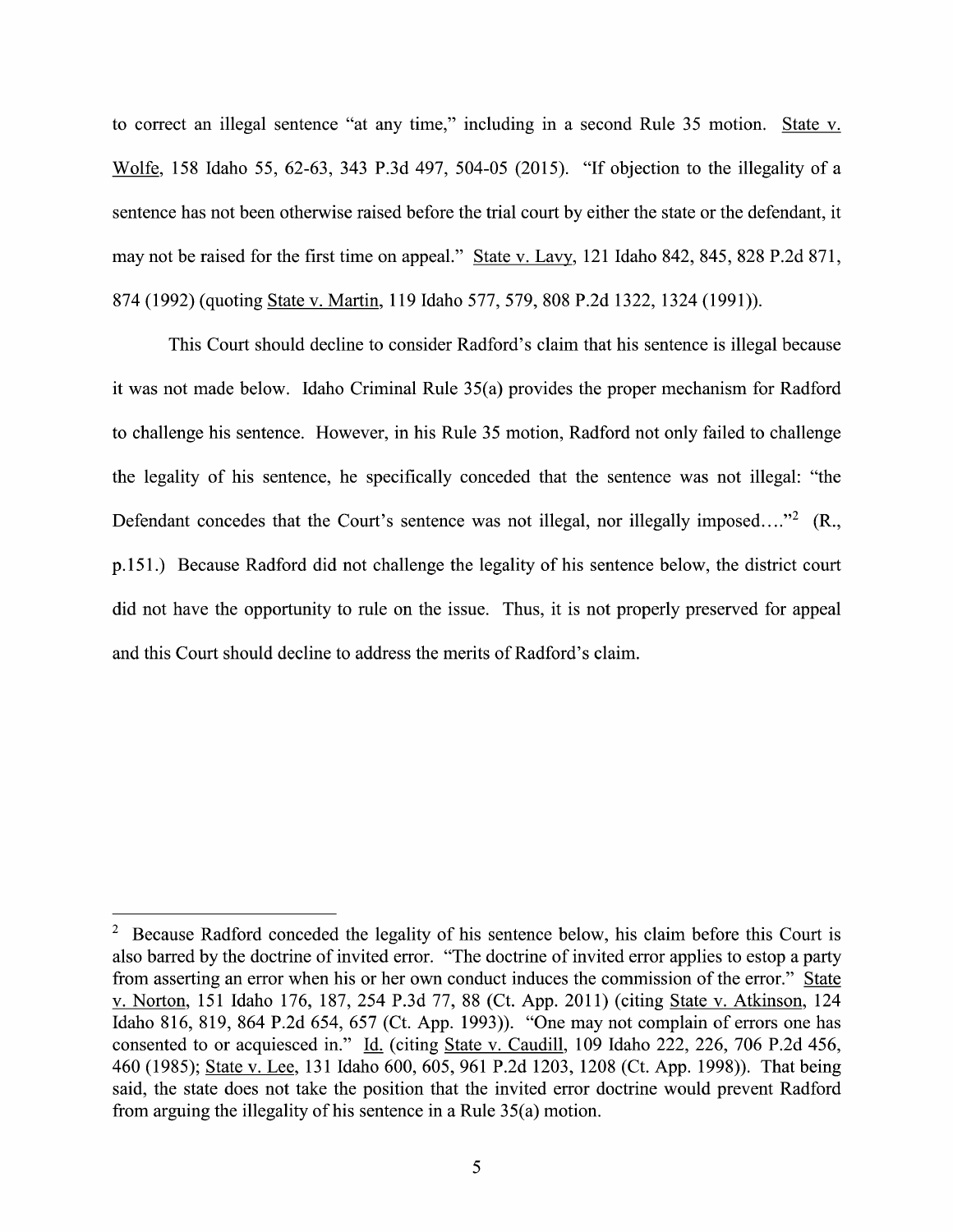to correct an illegal sentence "at any time," including in a second Rule 35 motion. State v. Wolfe, 158 Idaho 55, 62-63, 343 P.3d 497, 504-05 (2015). "If objection to the illegality of a sentence has not been otherwise raised before the trial court by either the state or the defendant, it may not be raised for the first time on appeal." State v. Lavy, 121 Idaho 842, 845, 828 P.2d 871, 874 (1992) (quoting State v. Martin, 119 Idaho 577, 579, 808 P.2d 1322, 1324 (1991)).

This Court should decline to consider Radford's claim that his sentence is illegal because it was not made below. Idaho Criminal Rule 35(a) provides the proper mechanism for Radford to challenge his sentence. However, in his Rule 35 motion, Radford not only failed to challenge the legality of his sentence, he specifically conceded that the sentence was not illegal: "the Defendant concedes that the Court's sentence was not illegal, nor illegally imposed…."[2] (R., p.151.) Because Radford did not challenge the legality of his sentence below, the district court did not have the opportunity to rule on the issue. Thus, it is not properly preserved for appeal and this Court should decline to address the merits of Radford's claim.

---

[2] Because Radford conceded the legality of his sentence below, his claim before this Court is also barred by the doctrine of invited error. "The doctrine of invited error applies to estop a party from asserting an error when his or her own conduct induces the commission of the error." State v. Norton, 151 Idaho 176, 187, 254 P.3d 77, 88 (Ct. App. 2011) (citing State v. Atkinson, 124 Idaho 816, 819, 864 P.2d 654, 657 (Ct. App. 1993)). "One may not complain of errors one has consented to or acquiesced in." Id. (citing State v. Caudill, 109 Idaho 222, 226, 706 P.2d 456, 460 (1985); State v. Lee, 131 Idaho 600, 605, 961 P.2d 1203, 1208 (Ct. App. 1998)). That being said, the state does not take the position that the invited error doctrine would prevent Radford from arguing the illegality of his sentence in a Rule 35(a) motion.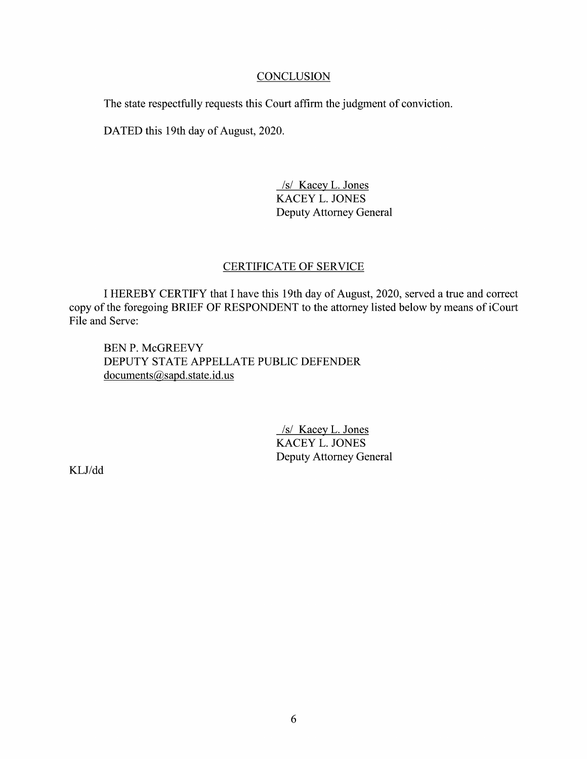## CONCLUSION

The state respectfully requests this Court affirm the judgment of conviction.

DATED this 19th day of August, 2020.

/s/ Kacey L. Jones
KACEY L. JONES
Deputy Attorney General

## CERTIFICATE OF SERVICE

I HEREBY CERTIFY that I have this 19th day of August, 2020, served a true and correct copy of the foregoing BRIEF OF RESPONDENT to the attorney listed below by means of iCourt File and Serve:

BEN P. McGREEVY
DEPUTY STATE APPELLATE PUBLIC DEFENDER
documents@sapd.state.id.us

/s/ Kacey L. Jones
KACEY L. JONES
Deputy Attorney General

KLJ/dd